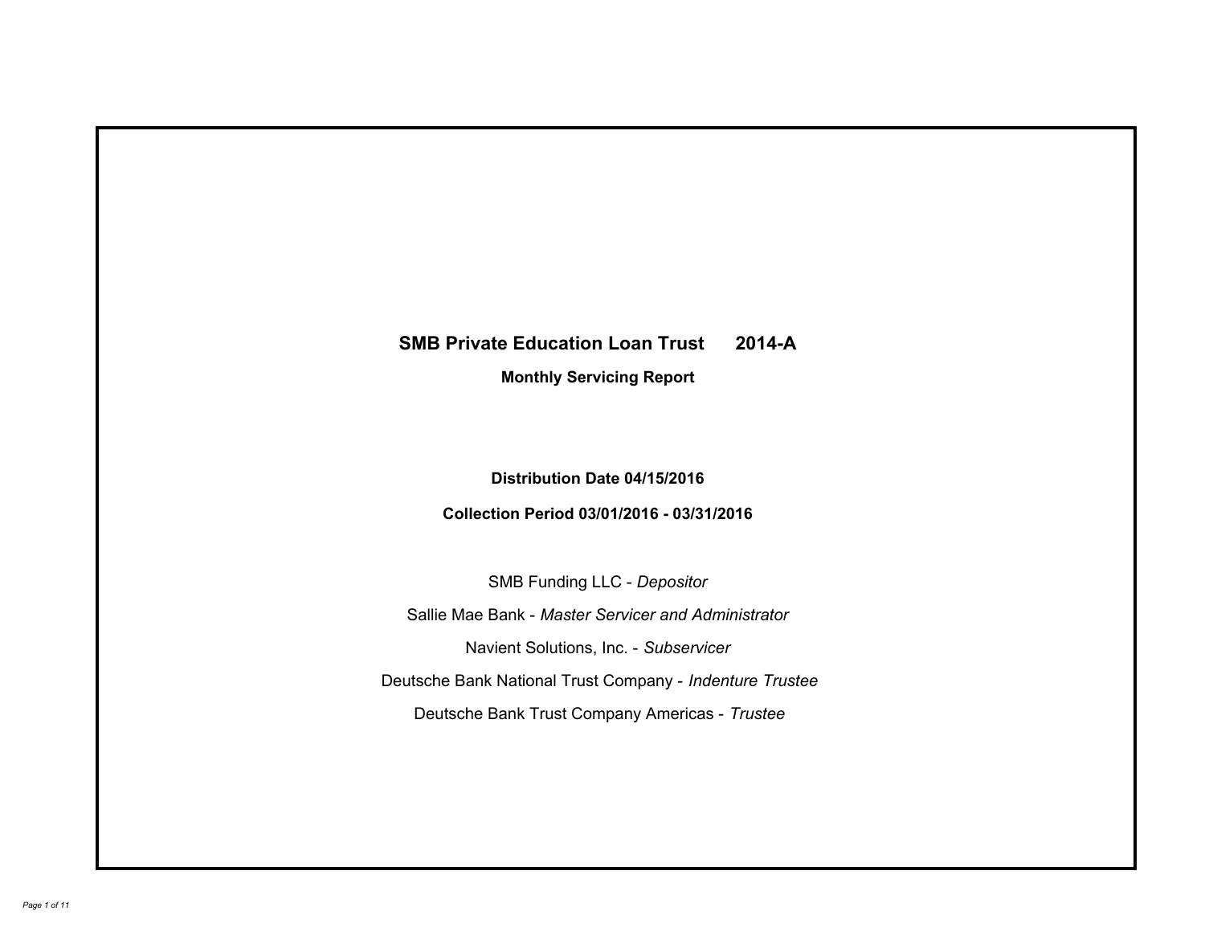# SMB Private Education Loan Trust 2014-A

## Monthly Servicing Report

**Distribution Date 04/15/2016**

**Collection Period 03/01/2016 - 03/31/2016**

SMB Funding LLC - *Depositor*

Sallie Mae Bank - *Master Servicer and Administrator*

Navient Solutions, Inc. - *Subservicer*

Deutsche Bank National Trust Company - *Indenture Trustee*

Deutsche Bank Trust Company Americas - *Trustee*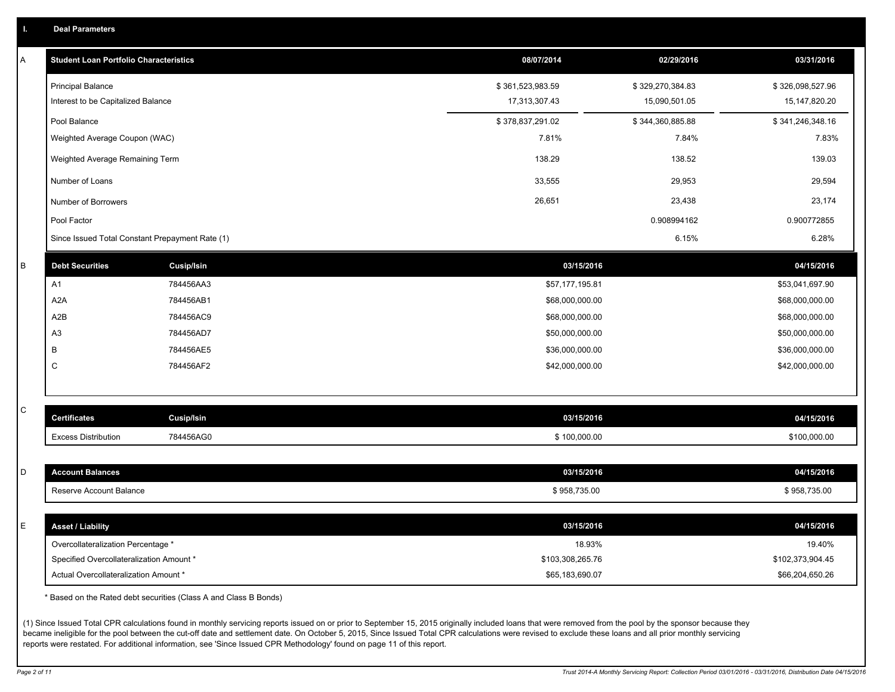## I. Deal Parameters

### A

| Student Loan Portfolio Characteristics | 08/07/2014 | 02/29/2016 | 03/31/2016 |
|---|---|---|---|
| Principal Balance | $ 361,523,983.59 | $ 329,270,384.83 | $ 326,098,527.96 |
| Interest to be Capitalized Balance | 17,313,307.43 | 15,090,501.05 | 15,147,820.20 |
| Pool Balance | $ 378,837,291.02 | $ 344,360,885.88 | $ 341,246,348.16 |
| Weighted Average Coupon (WAC) | 7.81% | 7.84% | 7.83% |
| Weighted Average Remaining Term | 138.29 | 138.52 | 139.03 |
| Number of Loans | 33,555 | 29,953 | 29,594 |
| Number of Borrowers | 26,651 | 23,438 | 23,174 |
| Pool Factor | | 0.908994162 | 0.900772855 |
| Since Issued Total Constant Prepayment Rate (1) | | 6.15% | 6.28% |

### B

| Debt Securities | Cusip/Isin | 03/15/2016 | 04/15/2016 |
|---|---|---|---|
| A1 | 784456AA3 | $57,177,195.81 | $53,041,697.90 |
| A2A | 784456AB1 | $68,000,000.00 | $68,000,000.00 |
| A2B | 784456AC9 | $68,000,000.00 | $68,000,000.00 |
| A3 | 784456AD7 | $50,000,000.00 | $50,000,000.00 |
| B | 784456AE5 | $36,000,000.00 | $36,000,000.00 |
| C | 784456AF2 | $42,000,000.00 | $42,000,000.00 |

### C

| Certificates | Cusip/Isin | 03/15/2016 | 04/15/2016 |
|---|---|---|---|
| Excess Distribution | 784456AG0 | $ 100,000.00 | $100,000.00 |

### D

| Account Balances | 03/15/2016 | 04/15/2016 |
|---|---|---|
| Reserve Account Balance | $ 958,735.00 | $ 958,735.00 |

### E

| Asset / Liability | 03/15/2016 | 04/15/2016 |
|---|---|---|
| Overcollateralization Percentage * | 18.93% | 19.40% |
| Specified Overcollateralization Amount * | $103,308,265.76 | $102,373,904.45 |
| Actual Overcollateralization Amount * | $65,183,690.07 | $66,204,650.26 |

* Based on the Rated debt securities (Class A and Class B Bonds)

(1) Since Issued Total CPR calculations found in monthly servicing reports issued on or prior to September 15, 2015 originally included loans that were removed from the pool by the sponsor because they became ineligible for the pool between the cut-off date and settlement date. On October 5, 2015, Since Issued Total CPR calculations were revised to exclude these loans and all prior monthly servicing reports were restated. For additional information, see 'Since Issued CPR Methodology' found on page 11 of this report.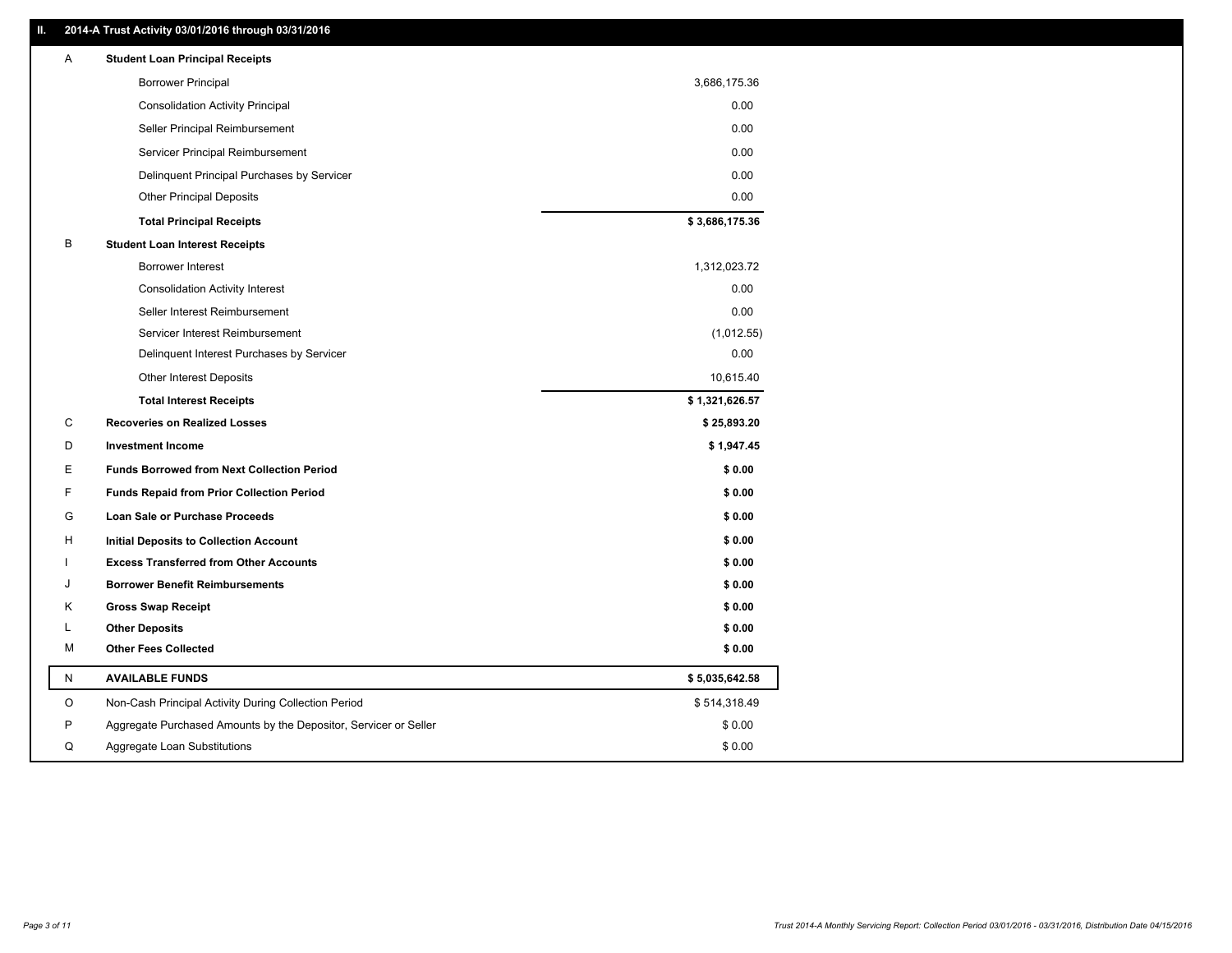## II. 2014-A Trust Activity 03/01/2016 through 03/31/2016

| | | |
|---|---|---|
| A | **Student Loan Principal Receipts** | |
| | Borrower Principal | 3,686,175.36 |
| | Consolidation Activity Principal | 0.00 |
| | Seller Principal Reimbursement | 0.00 |
| | Servicer Principal Reimbursement | 0.00 |
| | Delinquent Principal Purchases by Servicer | 0.00 |
| | Other Principal Deposits | 0.00 |
| | **Total Principal Receipts** | **$ 3,686,175.36** |
| B | **Student Loan Interest Receipts** | |
| | Borrower Interest | 1,312,023.72 |
| | Consolidation Activity Interest | 0.00 |
| | Seller Interest Reimbursement | 0.00 |
| | Servicer Interest Reimbursement | (1,012.55) |
| | Delinquent Interest Purchases by Servicer | 0.00 |
| | Other Interest Deposits | 10,615.40 |
| | **Total Interest Receipts** | **$ 1,321,626.57** |
| C | **Recoveries on Realized Losses** | **$ 25,893.20** |
| D | **Investment Income** | **$ 1,947.45** |
| E | **Funds Borrowed from Next Collection Period** | **$ 0.00** |
| F | **Funds Repaid from Prior Collection Period** | **$ 0.00** |
| G | **Loan Sale or Purchase Proceeds** | **$ 0.00** |
| H | **Initial Deposits to Collection Account** | **$ 0.00** |
| I | **Excess Transferred from Other Accounts** | **$ 0.00** |
| J | **Borrower Benefit Reimbursements** | **$ 0.00** |
| K | **Gross Swap Receipt** | **$ 0.00** |
| L | **Other Deposits** | **$ 0.00** |
| M | **Other Fees Collected** | **$ 0.00** |
| N | **AVAILABLE FUNDS** | **$ 5,035,642.58** |
| O | Non-Cash Principal Activity During Collection Period | $ 514,318.49 |
| P | Aggregate Purchased Amounts by the Depositor, Servicer or Seller | $ 0.00 |
| Q | Aggregate Loan Substitutions | $ 0.00 |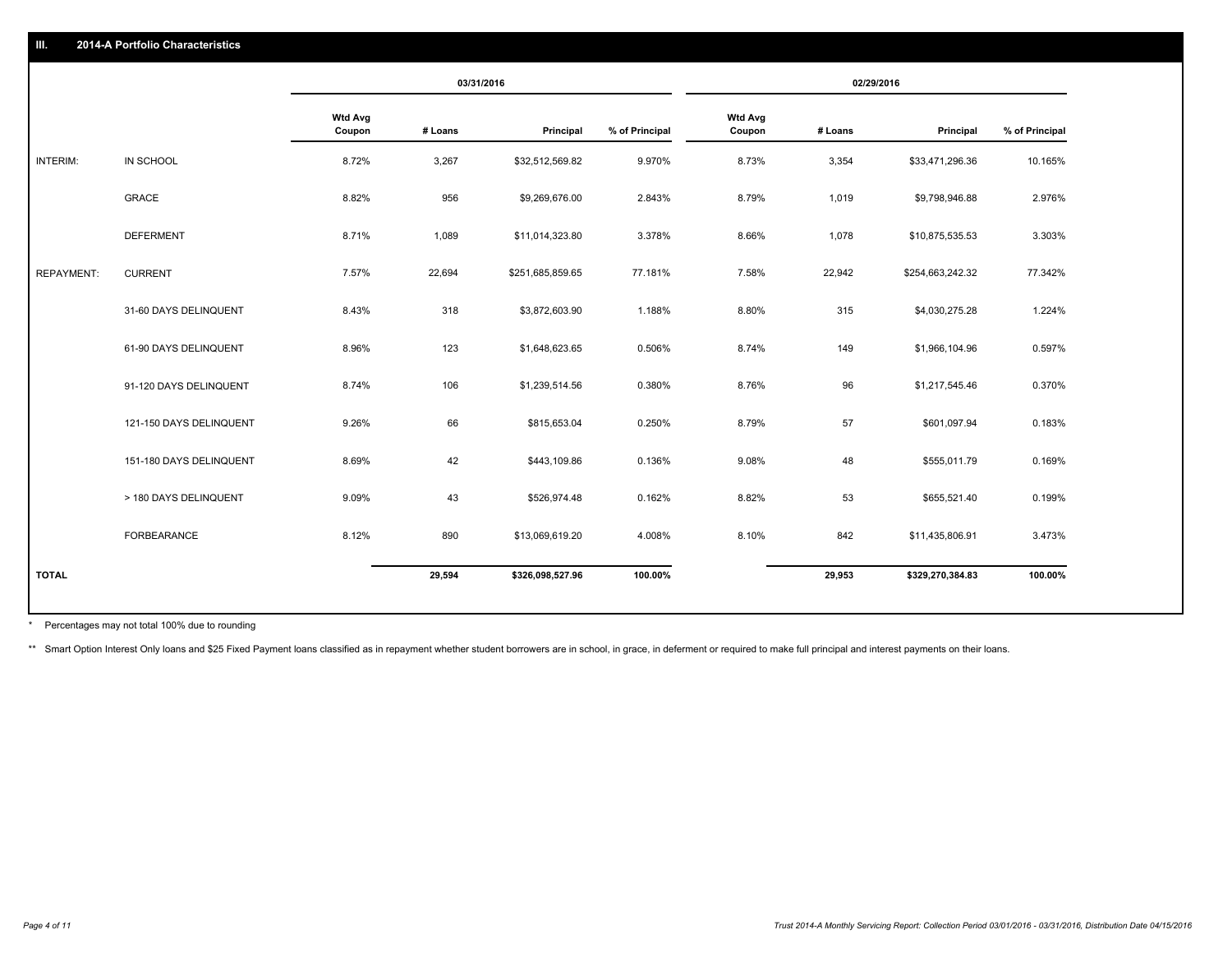## III. 2014-A Portfolio Characteristics

| | | 03/31/2016 | | | | 02/29/2016 | | | |
|---|---|---|---|---|---|---|---|---|---|
| | | Wtd Avg Coupon | # Loans | Principal | % of Principal | Wtd Avg Coupon | # Loans | Principal | % of Principal |
| INTERIM: | IN SCHOOL | 8.72% | 3,267 | $32,512,569.82 | 9.970% | 8.73% | 3,354 | $33,471,296.36 | 10.165% |
| | GRACE | 8.82% | 956 | $9,269,676.00 | 2.843% | 8.79% | 1,019 | $9,798,946.88 | 2.976% |
| | DEFERMENT | 8.71% | 1,089 | $11,014,323.80 | 3.378% | 8.66% | 1,078 | $10,875,535.53 | 3.303% |
| REPAYMENT: | CURRENT | 7.57% | 22,694 | $251,685,859.65 | 77.181% | 7.58% | 22,942 | $254,663,242.32 | 77.342% |
| | 31-60 DAYS DELINQUENT | 8.43% | 318 | $3,872,603.90 | 1.188% | 8.80% | 315 | $4,030,275.28 | 1.224% |
| | 61-90 DAYS DELINQUENT | 8.96% | 123 | $1,648,623.65 | 0.506% | 8.74% | 149 | $1,966,104.96 | 0.597% |
| | 91-120 DAYS DELINQUENT | 8.74% | 106 | $1,239,514.56 | 0.380% | 8.76% | 96 | $1,217,545.46 | 0.370% |
| | 121-150 DAYS DELINQUENT | 9.26% | 66 | $815,653.04 | 0.250% | 8.79% | 57 | $601,097.94 | 0.183% |
| | 151-180 DAYS DELINQUENT | 8.69% | 42 | $443,109.86 | 0.136% | 9.08% | 48 | $555,011.79 | 0.169% |
| | > 180 DAYS DELINQUENT | 9.09% | 43 | $526,974.48 | 0.162% | 8.82% | 53 | $655,521.40 | 0.199% |
| | FORBEARANCE | 8.12% | 890 | $13,069,619.20 | 4.008% | 8.10% | 842 | $11,435,806.91 | 3.473% |
| **TOTAL** | | | **29,594** | **$326,098,527.96** | **100.00%** | | **29,953** | **$329,270,384.83** | **100.00%** |

\* Percentages may not total 100% due to rounding

\*\* Smart Option Interest Only loans and $25 Fixed Payment loans classified as in repayment whether student borrowers are in school, in grace, in deferment or required to make full principal and interest payments on their loans.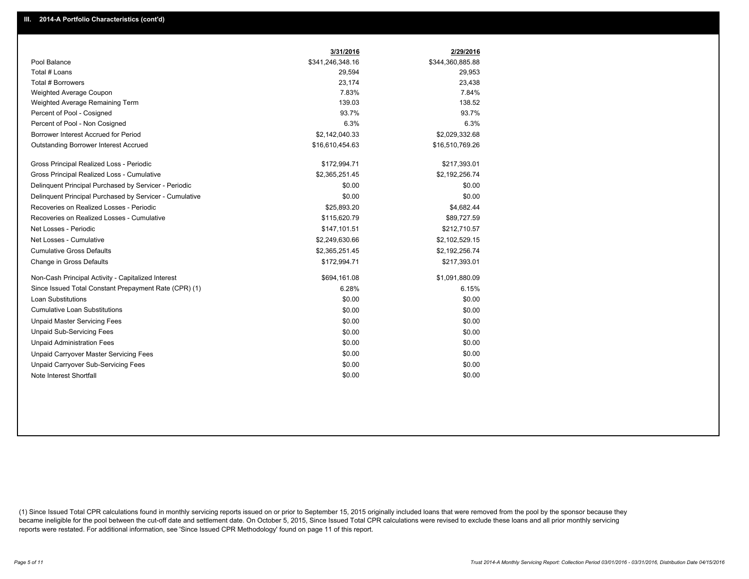## III. 2014-A Portfolio Characteristics (cont'd)

| | 3/31/2016 | 2/29/2016 |
|---|---|---|
| Pool Balance | $341,246,348.16 | $344,360,885.88 |
| Total # Loans | 29,594 | 29,953 |
| Total # Borrowers | 23,174 | 23,438 |
| Weighted Average Coupon | 7.83% | 7.84% |
| Weighted Average Remaining Term | 139.03 | 138.52 |
| Percent of Pool - Cosigned | 93.7% | 93.7% |
| Percent of Pool - Non Cosigned | 6.3% | 6.3% |
| Borrower Interest Accrued for Period | $2,142,040.33 | $2,029,332.68 |
| Outstanding Borrower Interest Accrued | $16,610,454.63 | $16,510,769.26 |
| Gross Principal Realized Loss - Periodic | $172,994.71 | $217,393.01 |
| Gross Principal Realized Loss - Cumulative | $2,365,251.45 | $2,192,256.74 |
| Delinquent Principal Purchased by Servicer - Periodic | $0.00 | $0.00 |
| Delinquent Principal Purchased by Servicer - Cumulative | $0.00 | $0.00 |
| Recoveries on Realized Losses - Periodic | $25,893.20 | $4,682.44 |
| Recoveries on Realized Losses - Cumulative | $115,620.79 | $89,727.59 |
| Net Losses - Periodic | $147,101.51 | $212,710.57 |
| Net Losses - Cumulative | $2,249,630.66 | $2,102,529.15 |
| Cumulative Gross Defaults | $2,365,251.45 | $2,192,256.74 |
| Change in Gross Defaults | $172,994.71 | $217,393.01 |
| Non-Cash Principal Activity - Capitalized Interest | $694,161.08 | $1,091,880.09 |
| Since Issued Total Constant Prepayment Rate (CPR) (1) | 6.28% | 6.15% |
| Loan Substitutions | $0.00 | $0.00 |
| Cumulative Loan Substitutions | $0.00 | $0.00 |
| Unpaid Master Servicing Fees | $0.00 | $0.00 |
| Unpaid Sub-Servicing Fees | $0.00 | $0.00 |
| Unpaid Administration Fees | $0.00 | $0.00 |
| Unpaid Carryover Master Servicing Fees | $0.00 | $0.00 |
| Unpaid Carryover Sub-Servicing Fees | $0.00 | $0.00 |
| Note Interest Shortfall | $0.00 | $0.00 |

(1) Since Issued Total CPR calculations found in monthly servicing reports issued on or prior to September 15, 2015 originally included loans that were removed from the pool by the sponsor because they became ineligible for the pool between the cut-off date and settlement date. On October 5, 2015, Since Issued Total CPR calculations were revised to exclude these loans and all prior monthly servicing reports were restated. For additional information, see 'Since Issued CPR Methodology' found on page 11 of this report.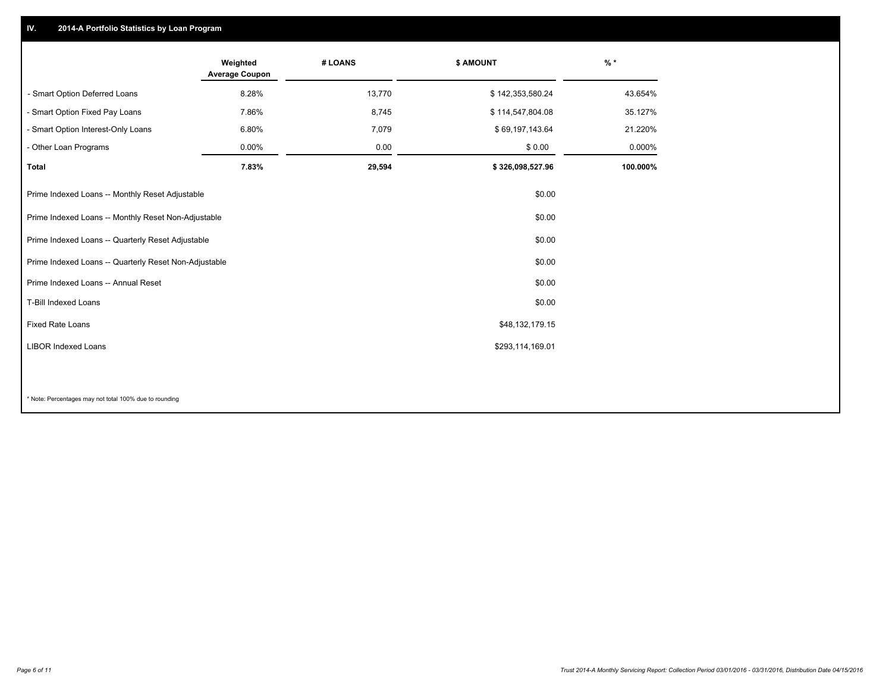## IV. 2014-A Portfolio Statistics by Loan Program

| | Weighted Average Coupon | # LOANS | $ AMOUNT | % * |
|---|---|---|---|---|
| - Smart Option Deferred Loans | 8.28% | 13,770 | $ 142,353,580.24 | 43.654% |
| - Smart Option Fixed Pay Loans | 7.86% | 8,745 | $ 114,547,804.08 | 35.127% |
| - Smart Option Interest-Only Loans | 6.80% | 7,079 | $ 69,197,143.64 | 21.220% |
| - Other Loan Programs | 0.00% | 0.00 | $ 0.00 | 0.000% |
| **Total** | **7.83%** | **29,594** | **$ 326,098,527.96** | **100.000%** |

| | $ AMOUNT |
|---|---|
| Prime Indexed Loans -- Monthly Reset Adjustable | $0.00 |
| Prime Indexed Loans -- Monthly Reset Non-Adjustable | $0.00 |
| Prime Indexed Loans -- Quarterly Reset Adjustable | $0.00 |
| Prime Indexed Loans -- Quarterly Reset Non-Adjustable | $0.00 |
| Prime Indexed Loans -- Annual Reset | $0.00 |
| T-Bill Indexed Loans | $0.00 |
| Fixed Rate Loans | $48,132,179.15 |
| LIBOR Indexed Loans | $293,114,169.01 |

* Note: Percentages may not total 100% due to rounding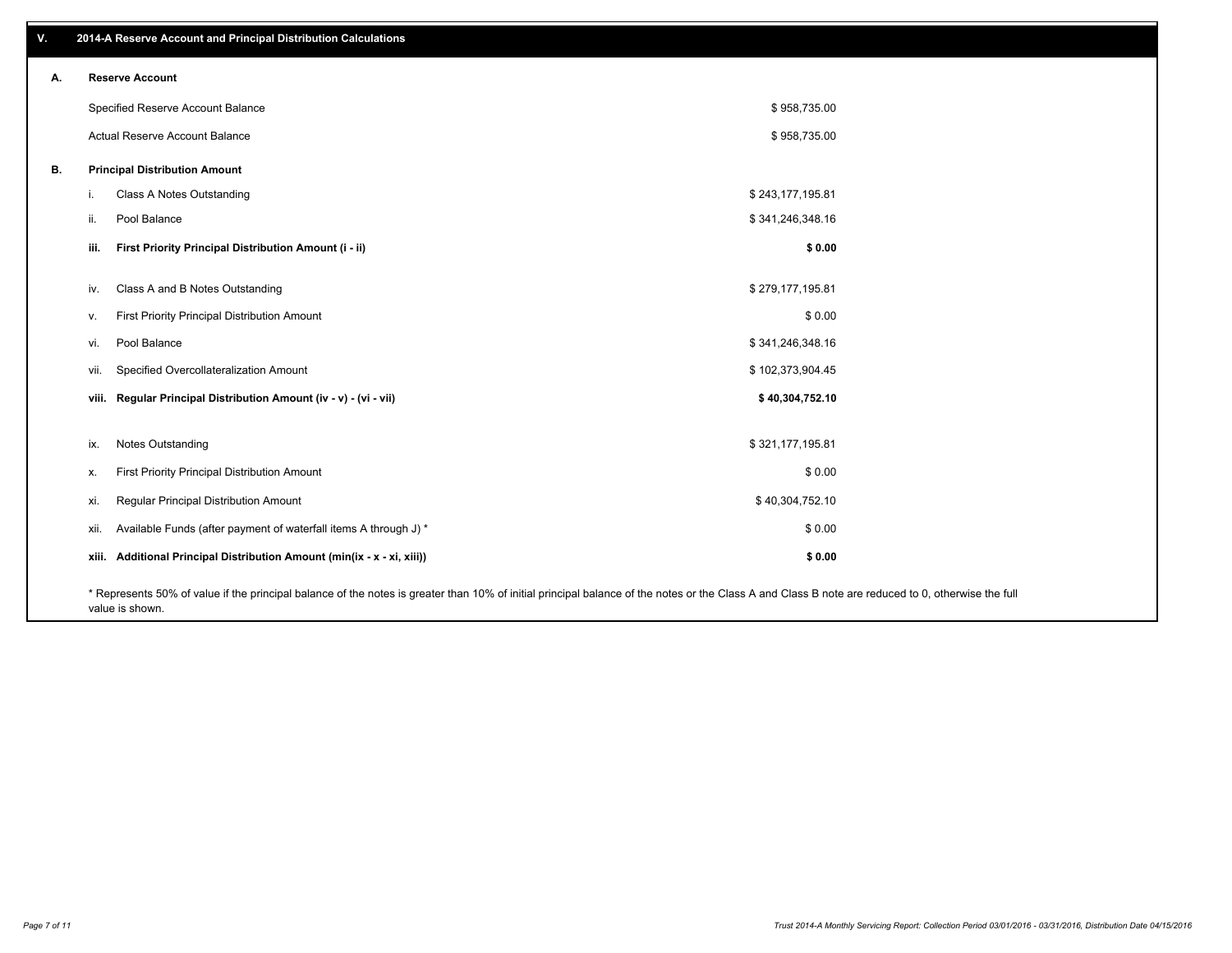## V. 2014-A Reserve Account and Principal Distribution Calculations

### A. Reserve Account

| | |
|---|---|
| Specified Reserve Account Balance | $ 958,735.00 |
| Actual Reserve Account Balance | $ 958,735.00 |

### B. Principal Distribution Amount

| | | |
|---|---|---|
| i. | Class A Notes Outstanding | $ 243,177,195.81 |
| ii. | Pool Balance | $ 341,246,348.16 |
| **iii.** | **First Priority Principal Distribution Amount (i - ii)** | **$ 0.00** |
| iv. | Class A and B Notes Outstanding | $ 279,177,195.81 |
| v. | First Priority Principal Distribution Amount | $ 0.00 |
| vi. | Pool Balance | $ 341,246,348.16 |
| vii. | Specified Overcollateralization Amount | $ 102,373,904.45 |
| **viii.** | **Regular Principal Distribution Amount (iv - v) - (vi - vii)** | **$ 40,304,752.10** |
| ix. | Notes Outstanding | $ 321,177,195.81 |
| x. | First Priority Principal Distribution Amount | $ 0.00 |
| xi. | Regular Principal Distribution Amount | $ 40,304,752.10 |
| xii. | Available Funds (after payment of waterfall items A through J) * | $ 0.00 |
| **xiii.** | **Additional Principal Distribution Amount (min(ix - x - xi, xiii))** | **$ 0.00** |

* Represents 50% of value if the principal balance of the notes is greater than 10% of initial principal balance of the notes or the Class A and Class B note are reduced to 0, otherwise the full value is shown.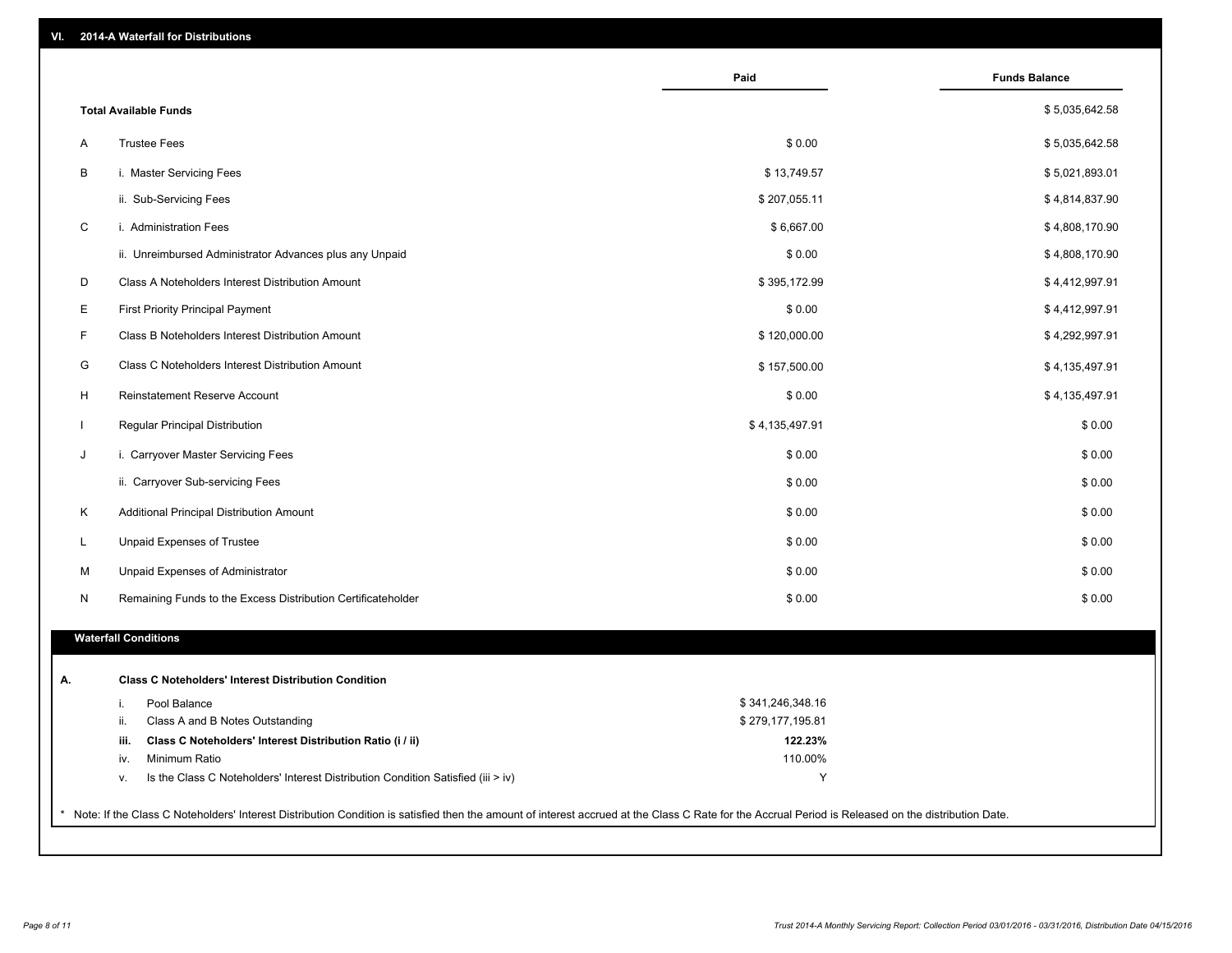## VI. 2014-A Waterfall for Distributions

| | | Paid | Funds Balance |
|---|---|---|---|
| | **Total Available Funds** | | $ 5,035,642.58 |
| A | Trustee Fees | $ 0.00 | $ 5,035,642.58 |
| B | i. Master Servicing Fees | $ 13,749.57 | $ 5,021,893.01 |
| | ii. Sub-Servicing Fees | $ 207,055.11 | $ 4,814,837.90 |
| C | i. Administration Fees | $ 6,667.00 | $ 4,808,170.90 |
| | ii. Unreimbursed Administrator Advances plus any Unpaid | $ 0.00 | $ 4,808,170.90 |
| D | Class A Noteholders Interest Distribution Amount | $ 395,172.99 | $ 4,412,997.91 |
| E | First Priority Principal Payment | $ 0.00 | $ 4,412,997.91 |
| F | Class B Noteholders Interest Distribution Amount | $ 120,000.00 | $ 4,292,997.91 |
| G | Class C Noteholders Interest Distribution Amount | $ 157,500.00 | $ 4,135,497.91 |
| H | Reinstatement Reserve Account | $ 0.00 | $ 4,135,497.91 |
| I | Regular Principal Distribution | $ 4,135,497.91 | $ 0.00 |
| J | i. Carryover Master Servicing Fees | $ 0.00 | $ 0.00 |
| | ii. Carryover Sub-servicing Fees | $ 0.00 | $ 0.00 |
| K | Additional Principal Distribution Amount | $ 0.00 | $ 0.00 |
| L | Unpaid Expenses of Trustee | $ 0.00 | $ 0.00 |
| M | Unpaid Expenses of Administrator | $ 0.00 | $ 0.00 |
| N | Remaining Funds to the Excess Distribution Certificateholder | $ 0.00 | $ 0.00 |

### Waterfall Conditions

**A. Class C Noteholders' Interest Distribution Condition**

| | | |
|---|---|---|
| i. | Pool Balance | $ 341,246,348.16 |
| ii. | Class A and B Notes Outstanding | $ 279,177,195.81 |
| **iii.** | **Class C Noteholders' Interest Distribution Ratio (i / ii)** | **122.23%** |
| iv. | Minimum Ratio | 110.00% |
| v. | Is the Class C Noteholders' Interest Distribution Condition Satisfied (iii > iv) | Y |

* Note: If the Class C Noteholders' Interest Distribution Condition is satisfied then the amount of interest accrued at the Class C Rate for the Accrual Period is Released on the distribution Date.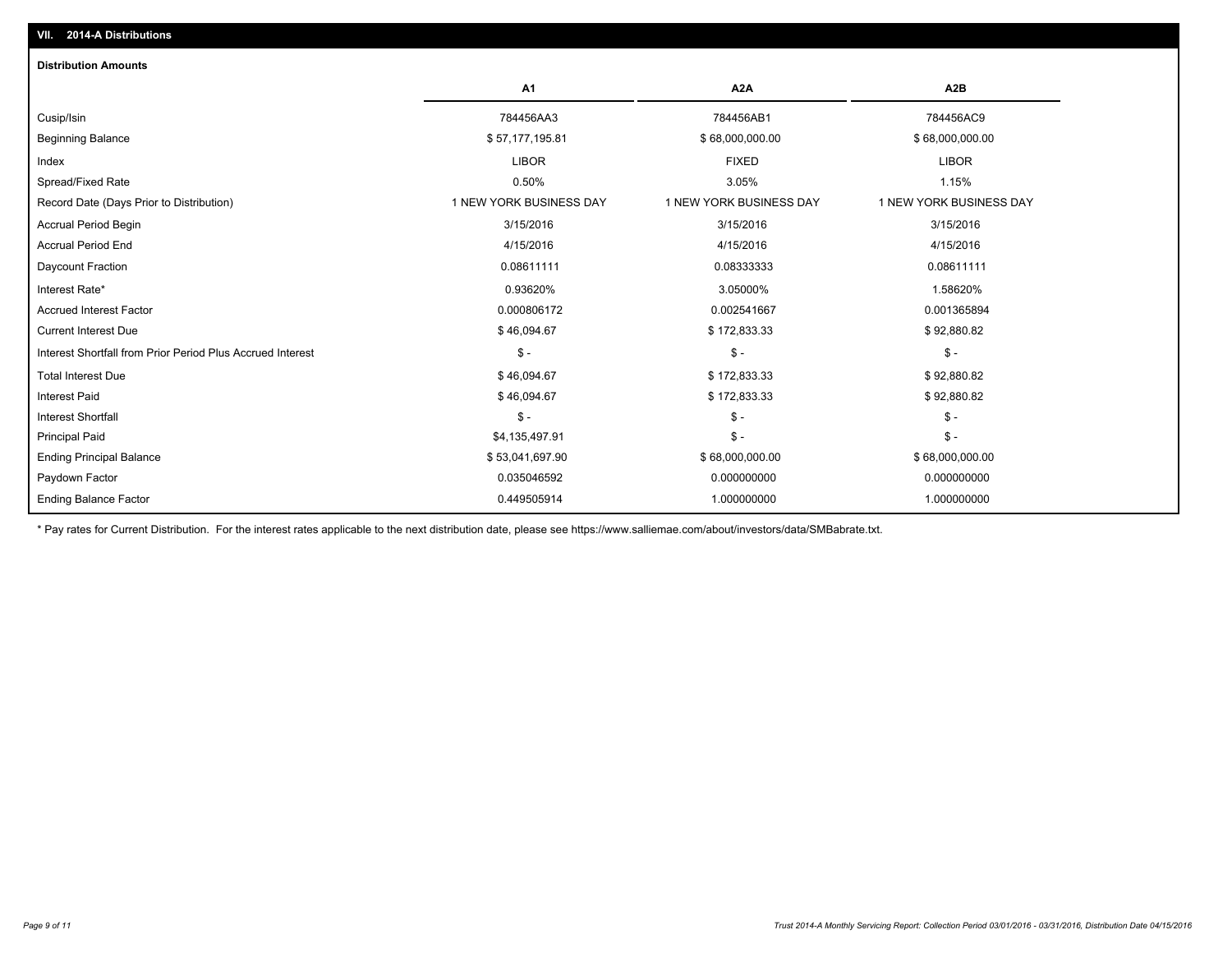## VII. 2014-A Distributions

### Distribution Amounts

| | A1 | A2A | A2B |
|---|---|---|---|
| Cusip/Isin | 784456AA3 | 784456AB1 | 784456AC9 |
| Beginning Balance | $ 57,177,195.81 | $ 68,000,000.00 | $ 68,000,000.00 |
| Index | LIBOR | FIXED | LIBOR |
| Spread/Fixed Rate | 0.50% | 3.05% | 1.15% |
| Record Date (Days Prior to Distribution) | 1 NEW YORK BUSINESS DAY | 1 NEW YORK BUSINESS DAY | 1 NEW YORK BUSINESS DAY |
| Accrual Period Begin | 3/15/2016 | 3/15/2016 | 3/15/2016 |
| Accrual Period End | 4/15/2016 | 4/15/2016 | 4/15/2016 |
| Daycount Fraction | 0.08611111 | 0.08333333 | 0.08611111 |
| Interest Rate* | 0.93620% | 3.05000% | 1.58620% |
| Accrued Interest Factor | 0.000806172 | 0.002541667 | 0.001365894 |
| Current Interest Due | $ 46,094.67 | $ 172,833.33 | $ 92,880.82 |
| Interest Shortfall from Prior Period Plus Accrued Interest | $ - | $ - | $ - |
| Total Interest Due | $ 46,094.67 | $ 172,833.33 | $ 92,880.82 |
| Interest Paid | $ 46,094.67 | $ 172,833.33 | $ 92,880.82 |
| Interest Shortfall | $ - | $ - | $ - |
| Principal Paid | $4,135,497.91 | $ - | $ - |
| Ending Principal Balance | $ 53,041,697.90 | $ 68,000,000.00 | $ 68,000,000.00 |
| Paydown Factor | 0.035046592 | 0.000000000 | 0.000000000 |
| Ending Balance Factor | 0.449505914 | 1.000000000 | 1.000000000 |

* Pay rates for Current Distribution. For the interest rates applicable to the next distribution date, please see https://www.salliemae.com/about/investors/data/SMBabrate.txt.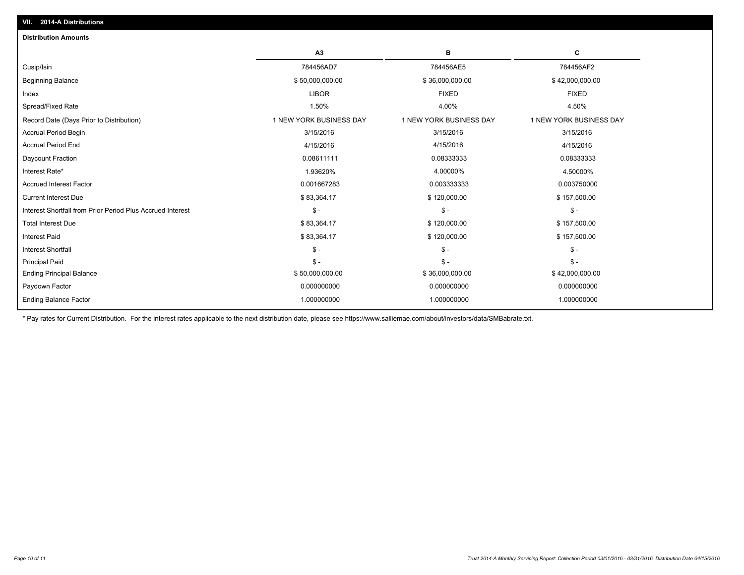## VII. 2014-A Distributions

### Distribution Amounts

| | A3 | B | C |
|---|---|---|---|
| Cusip/Isin | 784456AD7 | 784456AE5 | 784456AF2 |
| Beginning Balance | $ 50,000,000.00 | $ 36,000,000.00 | $ 42,000,000.00 |
| Index | LIBOR | FIXED | FIXED |
| Spread/Fixed Rate | 1.50% | 4.00% | 4.50% |
| Record Date (Days Prior to Distribution) | 1 NEW YORK BUSINESS DAY | 1 NEW YORK BUSINESS DAY | 1 NEW YORK BUSINESS DAY |
| Accrual Period Begin | 3/15/2016 | 3/15/2016 | 3/15/2016 |
| Accrual Period End | 4/15/2016 | 4/15/2016 | 4/15/2016 |
| Daycount Fraction | 0.08611111 | 0.08333333 | 0.08333333 |
| Interest Rate* | 1.93620% | 4.00000% | 4.50000% |
| Accrued Interest Factor | 0.001667283 | 0.003333333 | 0.003750000 |
| Current Interest Due | $ 83,364.17 | $ 120,000.00 | $ 157,500.00 |
| Interest Shortfall from Prior Period Plus Accrued Interest | $ - | $ - | $ - |
| Total Interest Due | $ 83,364.17 | $ 120,000.00 | $ 157,500.00 |
| Interest Paid | $ 83,364.17 | $ 120,000.00 | $ 157,500.00 |
| Interest Shortfall | $ - | $ - | $ - |
| Principal Paid | $ - | $ - | $ - |
| Ending Principal Balance | $ 50,000,000.00 | $ 36,000,000.00 | $ 42,000,000.00 |
| Paydown Factor | 0.000000000 | 0.000000000 | 0.000000000 |
| Ending Balance Factor | 1.000000000 | 1.000000000 | 1.000000000 |

* Pay rates for Current Distribution. For the interest rates applicable to the next distribution date, please see https://www.salliemae.com/about/investors/data/SMBabrate.txt.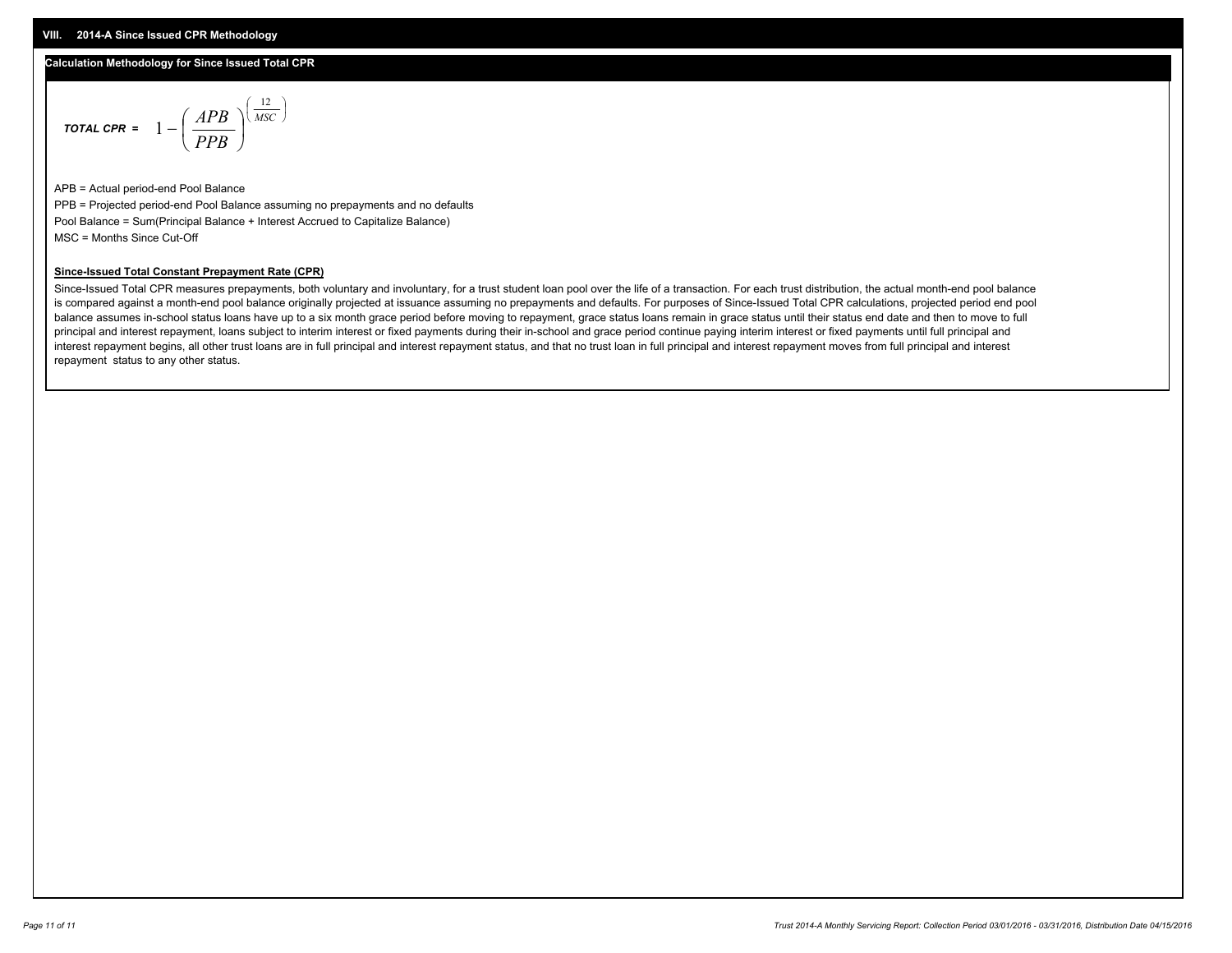## VIII. 2014-A Since Issued CPR Methodology

### Calculation Methodology for Since Issued Total CPR

$$\textbf{TOTAL CPR} = 1 - \left(\frac{APB}{PPB}\right)^{\left(\frac{12}{MSC}\right)}$$

APB = Actual period-end Pool Balance

PPB = Projected period-end Pool Balance assuming no prepayments and no defaults

Pool Balance = Sum(Principal Balance + Interest Accrued to Capitalize Balance)

MSC = Months Since Cut-Off

**Since-Issued Total Constant Prepayment Rate (CPR)**

Since-Issued Total CPR measures prepayments, both voluntary and involuntary, for a trust student loan pool over the life of a transaction. For each trust distribution, the actual month-end pool balance is compared against a month-end pool balance originally projected at issuance assuming no prepayments and defaults. For purposes of Since-Issued Total CPR calculations, projected period end pool balance assumes in-school status loans have up to a six month grace period before moving to repayment, grace status loans remain in grace status until their status end date and then to move to full principal and interest repayment, loans subject to interim interest or fixed payments during their in-school and grace period continue paying interim interest or fixed payments until full principal and interest repayment begins, all other trust loans are in full principal and interest repayment status, and that no trust loan in full principal and interest repayment moves from full principal and interest repayment status to any other status.